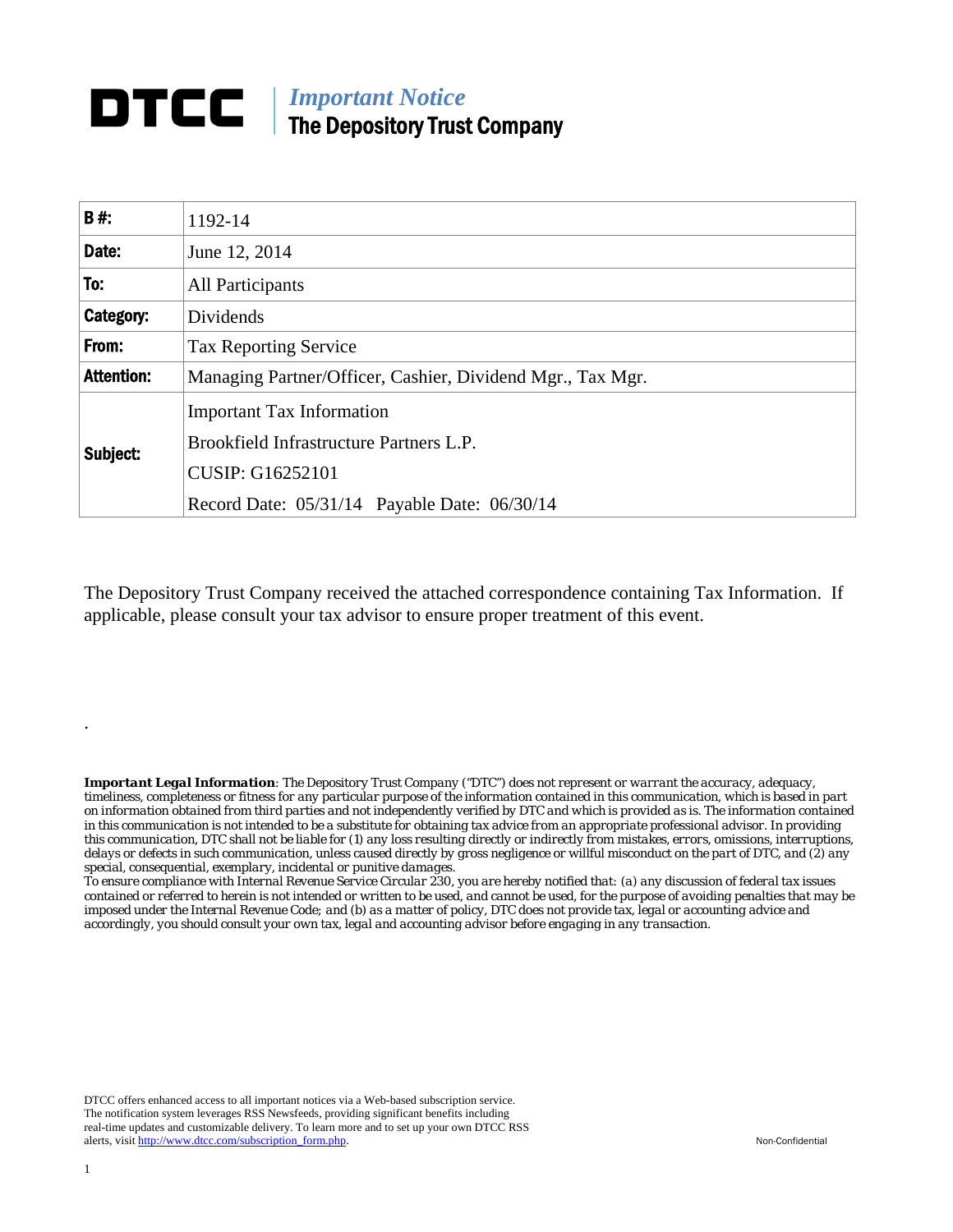# DTCC

*Important Notice*

**The Depository Trust Company**

| **B #:** | 1192-14 |
|---|---|
| **Date:** | June 12, 2014 |
| **To:** | All Participants |
| **Category:** | Dividends |
| **From:** | Tax Reporting Service |
| **Attention:** | Managing Partner/Officer, Cashier, Dividend Mgr., Tax Mgr. |
| **Subject:** | Important Tax Information<br>Brookfield Infrastructure Partners L.P.<br>CUSIP: G16252101<br>Record Date: 05/31/14 Payable Date: 06/30/14 |

The Depository Trust Company received the attached correspondence containing Tax Information. If applicable, please consult your tax advisor to ensure proper treatment of this event.

.

***Important Legal Information****: The Depository Trust Company ("DTC") does not represent or warrant the accuracy, adequacy, timeliness, completeness or fitness for any particular purpose of the information contained in this communication, which is based in part on information obtained from third parties and not independently verified by DTC and which is provided as is. The information contained in this communication is not intended to be a substitute for obtaining tax advice from an appropriate professional advisor. In providing this communication, DTC shall not be liable for (1) any loss resulting directly or indirectly from mistakes, errors, omissions, interruptions, delays or defects in such communication, unless caused directly by gross negligence or willful misconduct on the part of DTC, and (2) any special, consequential, exemplary, incidental or punitive damages.*

*To ensure compliance with Internal Revenue Service Circular 230, you are hereby notified that: (a) any discussion of federal tax issues contained or referred to herein is not intended or written to be used, and cannot be used, for the purpose of avoiding penalties that may be imposed under the Internal Revenue Code; and (b) as a matter of policy, DTC does not provide tax, legal or accounting advice and accordingly, you should consult your own tax, legal and accounting advisor before engaging in any transaction.*

DTCC offers enhanced access to all important notices via a Web-based subscription service. The notification system leverages RSS Newsfeeds, providing significant benefits including real-time updates and customizable delivery. To learn more and to set up your own DTCC RSS alerts, visit http://www.dtcc.com/subscription_form.php.

Non-Confidential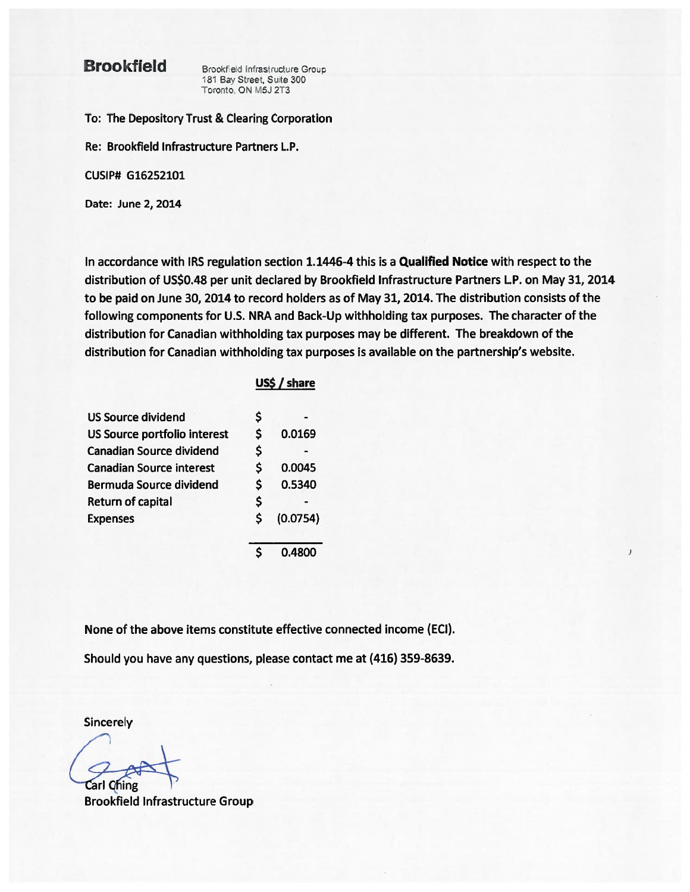**Brookfield**

Brookfield Infrastructure Group
181 Bay Street, Suite 300
Toronto, ON M5J 2T3

**To: The Depository Trust & Clearing Corporation**

**Re: Brookfield Infrastructure Partners L.P.**

**CUSIP# G16252101**

**Date: June 2, 2014**

In accordance with IRS regulation section 1.1446-4 this is a **Qualified Notice** with respect to the distribution of US$0.48 per unit declared by Brookfield Infrastructure Partners L.P. on May 31, 2014 to be paid on June 30, 2014 to record holders as of May 31, 2014. The distribution consists of the following components for U.S. NRA and Back-Up withholding tax purposes. The character of the distribution for Canadian withholding tax purposes may be different. The breakdown of the distribution for Canadian withholding tax purposes is available on the partnership's website.

| | US$ / share |
|---|---|
| US Source dividend | $ - |
| US Source portfolio interest | $ 0.0169 |
| Canadian Source dividend | $ - |
| Canadian Source interest | $ 0.0045 |
| Bermuda Source dividend | $ 0.5340 |
| Return of capital | $ - |
| Expenses | $ (0.0754) |
| | $ 0.4800 |

**None of the above items constitute effective connected income (ECI).**

**Should you have any questions, please contact me at (416) 359-8639.**

Sincerely

Carl Ching
Brookfield Infrastructure Group